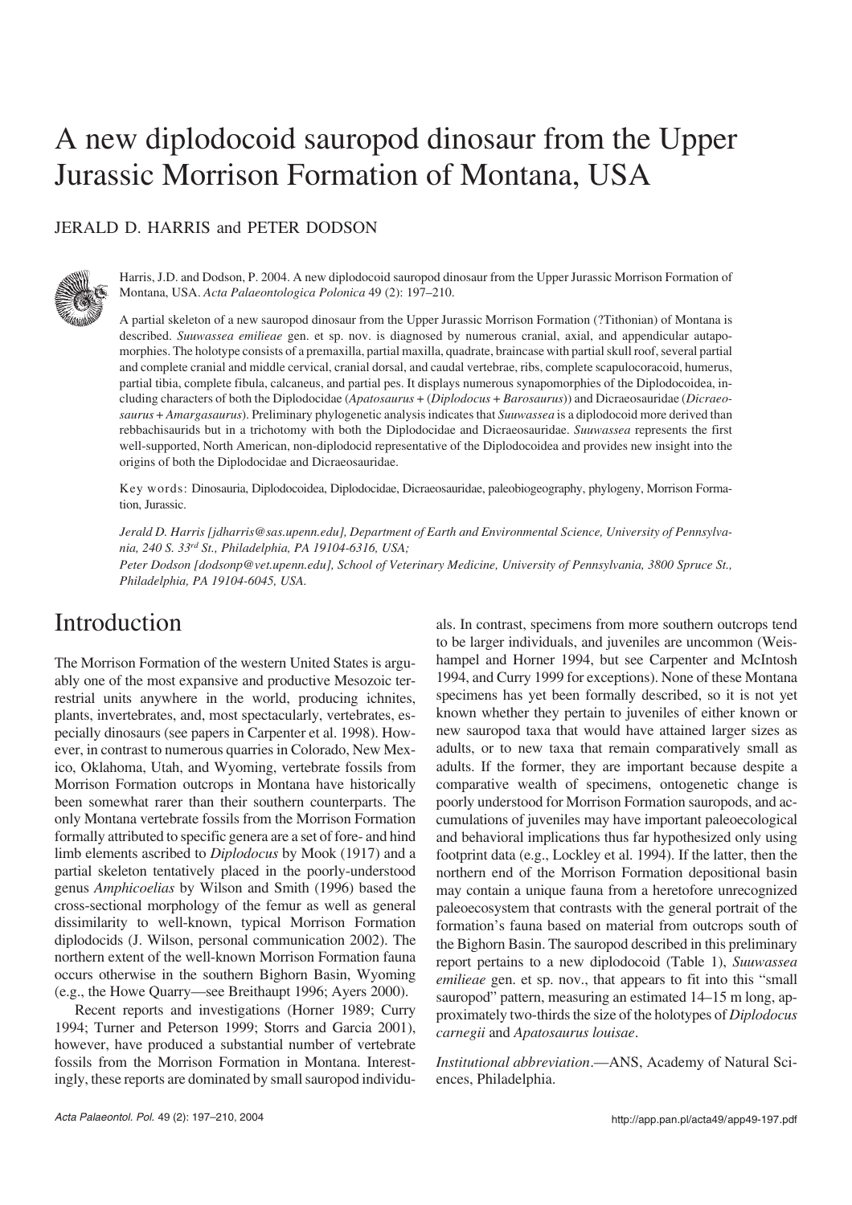# A new diplodocoid sauropod dinosaur from the Upper Jurassic Morrison Formation of Montana, USA

JERALD D. HARRIS and PETER DODSON

Harris, J.D. and Dodson, P. 2004. A new diplodocoid sauropod dinosaur from the Upper Jurassic Morrison Formation of Montana, USA. *Acta Palaeontologica Polonica* 49 (2): 197–210.

A partial skeleton of a new sauropod dinosaur from the Upper Jurassic Morrison Formation (?Tithonian) of Montana is described. *Suuwassea emilieae* gen. et sp. nov. is diagnosed by numerous cranial, axial, and appendicular autapomorphies. The holotype consists of a premaxilla, partial maxilla, quadrate, braincase with partial skull roof, several partial and complete cranial and middle cervical, cranial dorsal, and caudal vertebrae, ribs, complete scapulocoracoid, humerus, partial tibia, complete fibula, calcaneus, and partial pes. It displays numerous synapomorphies of the Diplodocoidea, including characters of both the Diplodocidae (*Apatosaurus* + (*Diplodocus* + *Barosaurus*)) and Dicraeosauridae (*Dicraeosaurus* + *Amargasaurus*). Preliminary phylogenetic analysis indicates that *Suuwassea* is a diplodocoid more derived than rebbachisaurids but in a trichotomy with both the Diplodocidae and Dicraeosauridae. *Suuwassea* represents the first well-supported, North American, non-diplodocid representative of the Diplodocoidea and provides new insight into the origins of both the Diplodocidae and Dicraeosauridae.

Key words: Dinosauria, Diplodocoidea, Diplodocidae, Dicraeosauridae, paleobiogeography, phylogeny, Morrison Formation, Jurassic.

*Jerald D. Harris [jdharris@sas.upenn.edu], Department of Earth and Environmental Science, University of Pennsylvania, 240 S. 33rd St., Philadelphia, PA 19104-6316, USA;*

*Peter Dodson [dodsonp@vet.upenn.edu], School of Veterinary Medicine, University of Pennsylvania, 3800 Spruce St., Philadelphia, PA 19104-6045, USA.*

## Introduction

The Morrison Formation of the western United States is arguably one of the most expansive and productive Mesozoic terrestrial units anywhere in the world, producing ichnites, plants, invertebrates, and, most spectacularly, vertebrates, especially dinosaurs (see papers in Carpenter et al. 1998). However, in contrast to numerous quarries in Colorado, New Mexico, Oklahoma, Utah, and Wyoming, vertebrate fossils from Morrison Formation outcrops in Montana have historically been somewhat rarer than their southern counterparts. The only Montana vertebrate fossils from the Morrison Formation formally attributed to specific genera are a set of fore- and hind limb elements ascribed to *Diplodocus* by Mook (1917) and a partial skeleton tentatively placed in the poorly-understood genus *Amphicoelias* by Wilson and Smith (1996) based the cross-sectional morphology of the femur as well as general dissimilarity to well-known, typical Morrison Formation diplodocids (J. Wilson, personal communication 2002). The northern extent of the well-known Morrison Formation fauna occurs otherwise in the southern Bighorn Basin, Wyoming (e.g., the Howe Quarry—see Breithaupt 1996; Ayers 2000).

Recent reports and investigations (Horner 1989; Curry 1994; Turner and Peterson 1999; Storrs and Garcia 2001), however, have produced a substantial number of vertebrate fossils from the Morrison Formation in Montana. Interestingly, these reports are dominated by small sauropod individuals. In contrast, specimens from more southern outcrops tend to be larger individuals, and juveniles are uncommon (Weishampel and Horner 1994, but see Carpenter and McIntosh 1994, and Curry 1999 for exceptions). None of these Montana specimens has yet been formally described, so it is not yet known whether they pertain to juveniles of either known or new sauropod taxa that would have attained larger sizes as adults, or to new taxa that remain comparatively small as adults. If the former, they are important because despite a comparative wealth of specimens, ontogenetic change is poorly understood for Morrison Formation sauropods, and accumulations of juveniles may have important paleoecological and behavioral implications thus far hypothesized only using footprint data (e.g., Lockley et al. 1994). If the latter, then the northern end of the Morrison Formation depositional basin may contain a unique fauna from a heretofore unrecognized paleoecosystem that contrasts with the general portrait of the formation's fauna based on material from outcrops south of the Bighorn Basin. The sauropod described in this preliminary report pertains to a new diplodocoid (Table 1), *Suuwassea emilieae* gen. et sp. nov., that appears to fit into this "small sauropod" pattern, measuring an estimated 14–15 m long, approximately two-thirds the size of the holotypes of *Diplodocus carnegii* and *Apatosaurus louisae*.

*Institutional abbreviation*.—ANS, Academy of Natural Sciences, Philadelphia.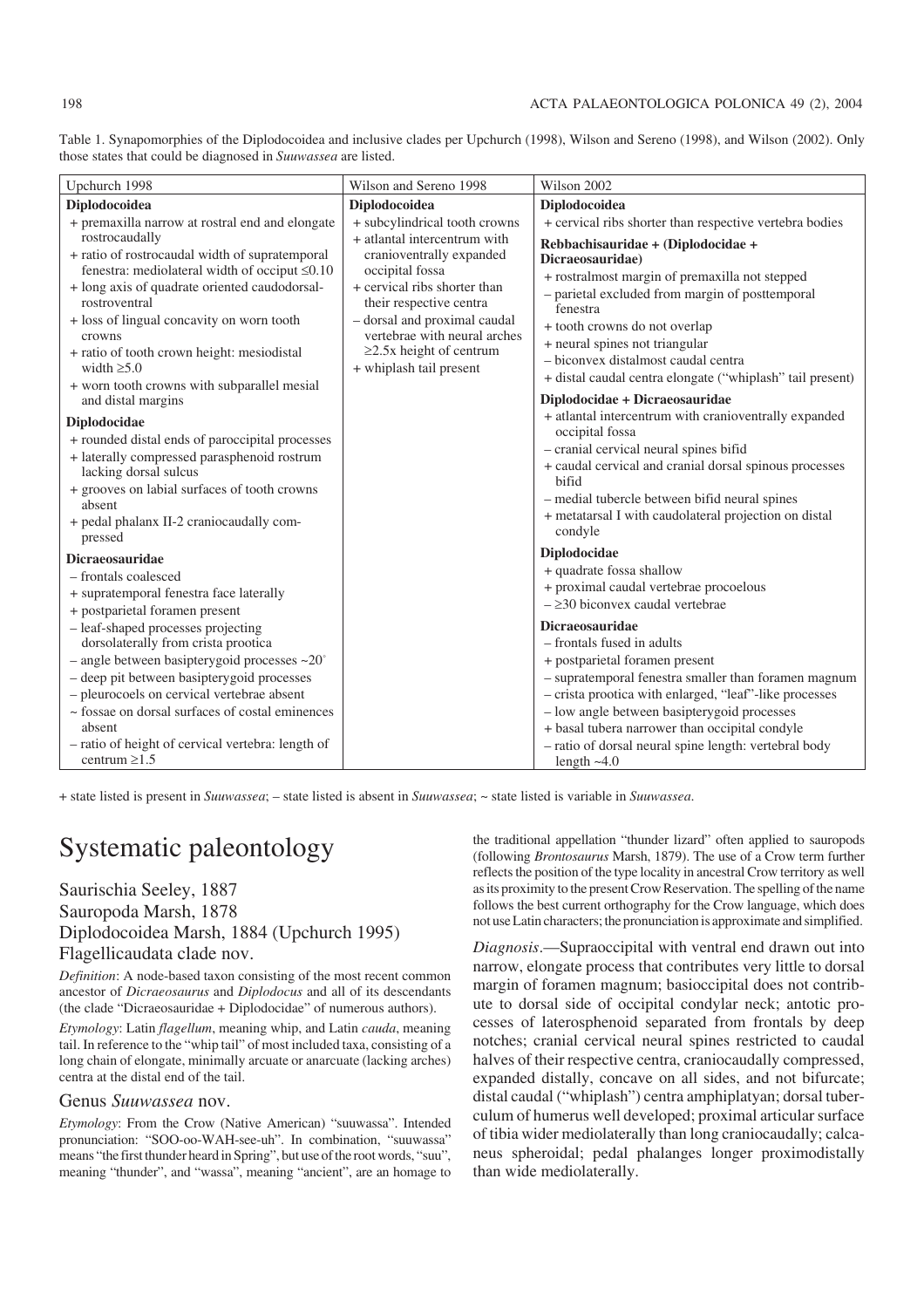Table 1. Synapomorphies of the Diplodocoidea and inclusive clades per Upchurch (1998), Wilson and Sereno (1998), and Wilson (2002). Only those states that could be diagnosed in *Suuwassea* are listed.

| Upchurch 1998 | Wilson and Sereno 1998 | Wilson 2002 |
|---|---|---|
| **Diplodocoidea** | **Diplodocoidea** | **Diplodocoidea** |
| + premaxilla narrow at rostral end and elongate rostrocaudally | + subcylindrical tooth crowns | + cervical ribs shorter than respective vertebra bodies |
| + ratio of rostrocaudal width of supratemporal fenestra: mediolateral width of occiput $\leq 0.10$ | + atlantal intercentrum with cranioventrally expanded occipital fossa | **Rebbachisauridae + (Diplodocidae + Dicraeosauridae)** |
| + long axis of quadrate oriented caudodorsal-rostroventral | + cervical ribs shorter than their respective centra | + rostralmost margin of premaxilla not stepped |
| + loss of lingual concavity on worn tooth crowns | – dorsal and proximal caudal vertebrae with neural arches $\geq 2.5$x height of centrum | – parietal excluded from margin of posttemporal fenestra |
| + ratio of tooth crown height: mesiodistal width $\geq 5.0$ | + whiplash tail present | + tooth crowns do not overlap |
| + worn tooth crowns with subparallel mesial and distal margins | | + neural spines not triangular |
| **Diplodocidae** | | – biconvex distalmost caudal centra |
| + rounded distal ends of paroccipital processes | | + distal caudal centra elongate ("whiplash" tail present) |
| + laterally compressed parasphenoid rostrum lacking dorsal sulcus | | **Diplodocidae + Dicraeosauridae** |
| + grooves on labial surfaces of tooth crowns absent | | + atlantal intercentrum with cranioventrally expanded occipital fossa |
| + pedal phalanx II-2 craniocaudally compressed | | – cranial cervical neural spines bifid |
| **Dicraeosauridae** | | + caudal cervical and cranial dorsal spinous processes bifid |
| – frontals coalesced | | – medial tubercle between bifid neural spines |
| + supratemporal fenestra face laterally | | + metatarsal I with caudolateral projection on distal condyle |
| + postparietal foramen present | | **Diplodocidae** |
| – leaf-shaped processes projecting dorsolaterally from crista prootica | | + quadrate fossa shallow |
| – angle between basipterygoid processes ~20° | | + proximal caudal vertebrae procoelous |
| – deep pit between basipterygoid processes | | – $\geq 30$ biconvex caudal vertebrae |
| – pleurocoels on cervical vertebrae absent | | **Dicraeosauridae** |
| ~ fossae on dorsal surfaces of costal eminences absent | | – frontals fused in adults |
| – ratio of height of cervical vertebra: length of centrum $\geq 1.5$ | | + postparietal foramen present |
| | | – supratemporal fenestra smaller than foramen magnum |
| | | – crista prootica with enlarged, "leaf"-like processes |
| | | – low angle between basipterygoid processes |
| | | + basal tubera narrower than occipital condyle |
| | | – ratio of dorsal neural spine length: vertebral body length ~4.0 |

+ state listed is present in *Suuwassea*; – state listed is absent in *Suuwassea*; ~ state listed is variable in *Suuwassea*.

# Systematic paleontology

## Saurischia Seeley, 1887
## Sauropoda Marsh, 1878
## Diplodocoidea Marsh, 1884 (Upchurch 1995)
## Flagellicaudata clade nov.

*Definition*: A node-based taxon consisting of the most recent common ancestor of *Dicraeosaurus* and *Diplodocus* and all of its descendants (the clade "Dicraeosauridae + Diplodocidae" of numerous authors).

*Etymology*: Latin *flagellum*, meaning whip, and Latin *cauda*, meaning tail. In reference to the "whip tail" of most included taxa, consisting of a long chain of elongate, minimally arcuate or anarcuate (lacking arches) centra at the distal end of the tail.

### Genus *Suuwassea* nov.

*Etymology*: From the Crow (Native American) "suuwassa". Intended pronunciation: "SOO-oo-WAH-see-uh". In combination, "suuwassa" means "the first thunder heard in Spring", but use of the root words, "suu", meaning "thunder", and "wassa", meaning "ancient", are an homage to the traditional appellation "thunder lizard" often applied to sauropods (following *Brontosaurus* Marsh, 1879). The use of a Crow term further reflects the position of the type locality in ancestral Crow territory as well as its proximity to the present Crow Reservation. The spelling of the name follows the best current orthography for the Crow language, which does not use Latin characters; the pronunciation is approximate and simplified.

*Diagnosis*.—Supraoccipital with ventral end drawn out into narrow, elongate process that contributes very little to dorsal margin of foramen magnum; basioccipital does not contribute to dorsal side of occipital condylar neck; antotic processes of laterosphenoid separated from frontals by deep notches; cranial cervical neural spines restricted to caudal halves of their respective centra, craniocaudally compressed, expanded distally, concave on all sides, and not bifurcate; distal caudal ("whiplash") centra amphiplatyan; dorsal tuberculum of humerus well developed; proximal articular surface of tibia wider mediolaterally than long craniocaudally; calcaneus spheroidal; pedal phalanges longer proximodistally than wide mediolaterally.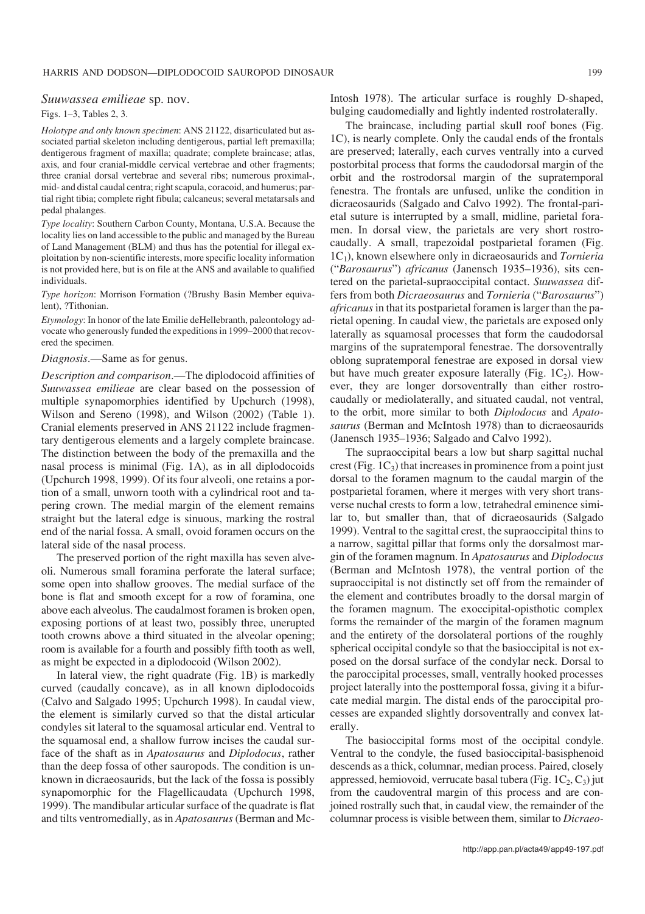## *Suuwassea emilieae* sp. nov.

Figs. 1–3, Tables 2, 3.

*Holotype and only known specimen*: ANS 21122, disarticulated but associated partial skeleton including dentigerous, partial left premaxilla; dentigerous fragment of maxilla; quadrate; complete braincase; atlas, axis, and four cranial-middle cervical vertebrae and other fragments; three cranial dorsal vertebrae and several ribs; numerous proximal-, mid- and distal caudal centra; right scapula, coracoid, and humerus; partial right tibia; complete right fibula; calcaneus; several metatarsals and pedal phalanges.

*Type locality*: Southern Carbon County, Montana, U.S.A. Because the locality lies on land accessible to the public and managed by the Bureau of Land Management (BLM) and thus has the potential for illegal exploitation by non-scientific interests, more specific locality information is not provided here, but is on file at the ANS and available to qualified individuals.

*Type horizon*: Morrison Formation (?Brushy Basin Member equivalent), ?Tithonian.

*Etymology*: In honor of the late Emilie deHellebranth, paleontology advocate who generously funded the expeditions in 1999–2000 that recovered the specimen.

*Diagnosis*.—Same as for genus.

*Description and comparison*.—The diplodocoid affinities of *Suuwassea emilieae* are clear based on the possession of multiple synapomorphies identified by Upchurch (1998), Wilson and Sereno (1998), and Wilson (2002) (Table 1). Cranial elements preserved in ANS 21122 include fragmentary dentigerous elements and a largely complete braincase. The distinction between the body of the premaxilla and the nasal process is minimal (Fig. 1A), as in all diplodocoids (Upchurch 1998, 1999). Of its four alveoli, one retains a portion of a small, unworn tooth with a cylindrical root and tapering crown. The medial margin of the element remains straight but the lateral edge is sinuous, marking the rostral end of the narial fossa. A small, ovoid foramen occurs on the lateral side of the nasal process.

The preserved portion of the right maxilla has seven alveoli. Numerous small foramina perforate the lateral surface; some open into shallow grooves. The medial surface of the bone is flat and smooth except for a row of foramina, one above each alveolus. The caudalmost foramen is broken open, exposing portions of at least two, possibly three, unerupted tooth crowns above a third situated in the alveolar opening; room is available for a fourth and possibly fifth tooth as well, as might be expected in a diplodocoid (Wilson 2002).

In lateral view, the right quadrate (Fig. 1B) is markedly curved (caudally concave), as in all known diplodocoids (Calvo and Salgado 1995; Upchurch 1998). In caudal view, the element is similarly curved so that the distal articular condyles sit lateral to the squamosal articular end. Ventral to the squamosal end, a shallow furrow incises the caudal surface of the shaft as in *Apatosaurus* and *Diplodocus*, rather than the deep fossa of other sauropods. The condition is unknown in dicraeosaurids, but the lack of the fossa is possibly synapomorphic for the Flagellicaudata (Upchurch 1998, 1999). The mandibular articular surface of the quadrate is flat and tilts ventromedially, as in *Apatosaurus* (Berman and McIntosh 1978). The articular surface is roughly D-shaped, bulging caudomedially and lightly indented rostrolaterally.

The braincase, including partial skull roof bones (Fig. 1C), is nearly complete. Only the caudal ends of the frontals are preserved; laterally, each curves ventrally into a curved postorbital process that forms the caudodorsal margin of the orbit and the rostrodorsal margin of the supratemporal fenestra. The frontals are unfused, unlike the condition in dicraeosaurids (Salgado and Calvo 1992). The frontal-parietal suture is interrupted by a small, midline, parietal foramen. In dorsal view, the parietals are very short rostrocaudally. A small, trapezoidal postparietal foramen (Fig. $1C_1$), known elsewhere only in dicraeosaurids and *Tornieria* ("*Barosaurus*") *africanus* (Janensch 1935–1936), sits centered on the parietal-supraoccipital contact. *Suuwassea* differs from both *Dicraeosaurus* and *Tornieria* ("*Barosaurus*") *africanus* in that its postparietal foramen is larger than the parietal opening. In caudal view, the parietals are exposed only laterally as squamosal processes that form the caudodorsal margins of the supratemporal fenestrae. The dorsoventrally oblong supratemporal fenestrae are exposed in dorsal view but have much greater exposure laterally (Fig. $1C_2$). However, they are longer dorsoventrally than either rostrocaudally or mediolaterally, and situated caudal, not ventral, to the orbit, more similar to both *Diplodocus* and *Apatosaurus* (Berman and McIntosh 1978) than to dicraeosaurids (Janensch 1935–1936; Salgado and Calvo 1992).

The supraoccipital bears a low but sharp sagittal nuchal crest (Fig. $1C_3$) that increases in prominence from a point just dorsal to the foramen magnum to the caudal margin of the postparietal foramen, where it merges with very short transverse nuchal crests to form a low, tetrahedral eminence similar to, but smaller than, that of dicraeosaurids (Salgado 1999). Ventral to the sagittal crest, the supraoccipital thins to a narrow, sagittal pillar that forms only the dorsalmost margin of the foramen magnum. In *Apatosaurus* and *Diplodocus* (Berman and McIntosh 1978), the ventral portion of the supraoccipital is not distinctly set off from the remainder of the element and contributes broadly to the dorsal margin of the foramen magnum. The exoccipital-opisthotic complex forms the remainder of the margin of the foramen magnum and the entirety of the dorsolateral portions of the roughly spherical occipital condyle so that the basioccipital is not exposed on the dorsal surface of the condylar neck. Dorsal to the paroccipital processes, small, ventrally hooked processes project laterally into the posttemporal fossa, giving it a bifurcate medial margin. The distal ends of the paroccipital processes are expanded slightly dorsoventrally and convex laterally.

The basioccipital forms most of the occipital condyle. Ventral to the condyle, the fused basioccipital-basisphenoid descends as a thick, columnar, median process. Paired, closely appressed, hemiovoid, verrucate basal tubera (Fig. $1C_2$, $C_3$) jut from the caudoventral margin of this process and are conjoined rostrally such that, in caudal view, the remainder of the columnar process is visible between them, similar to *Dicraeo-*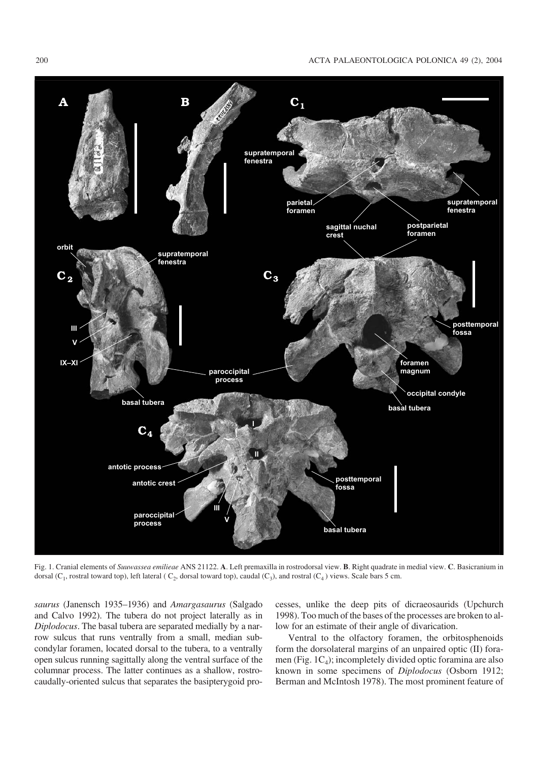Fig. 1. Cranial elements of *Suuwassea emilieae* ANS 21122. **A**. Left premaxilla in rostrodorsal view. **B**. Right quadrate in medial view. **C**. Basicranium in dorsal ($C_1$, rostral toward top), left lateral ($C_2$, dorsal toward top), caudal ($C_3$), and rostral ($C_4$) views. Scale bars 5 cm.

*saurus* (Janensch 1935–1936) and *Amargasaurus* (Salgado and Calvo 1992). The tubera do not project laterally as in *Diplodocus*. The basal tubera are separated medially by a narrow sulcus that runs ventrally from a small, median subcondylar foramen, located dorsal to the tubera, to a ventrally open sulcus running sagittally along the ventral surface of the columnar process. The latter continues as a shallow, rostrocaudally-oriented sulcus that separates the basipterygoid processes, unlike the deep pits of dicraeosaurids (Upchurch 1998). Too much of the bases of the processes are broken to allow for an estimate of their angle of divarication.

Ventral to the olfactory foramen, the orbitosphenoids form the dorsolateral margins of an unpaired optic (II) foramen (Fig. $1C_4$); incompletely divided optic foramina are also known in some specimens of *Diplodocus* (Osborn 1912; Berman and McIntosh 1978). The most prominent feature of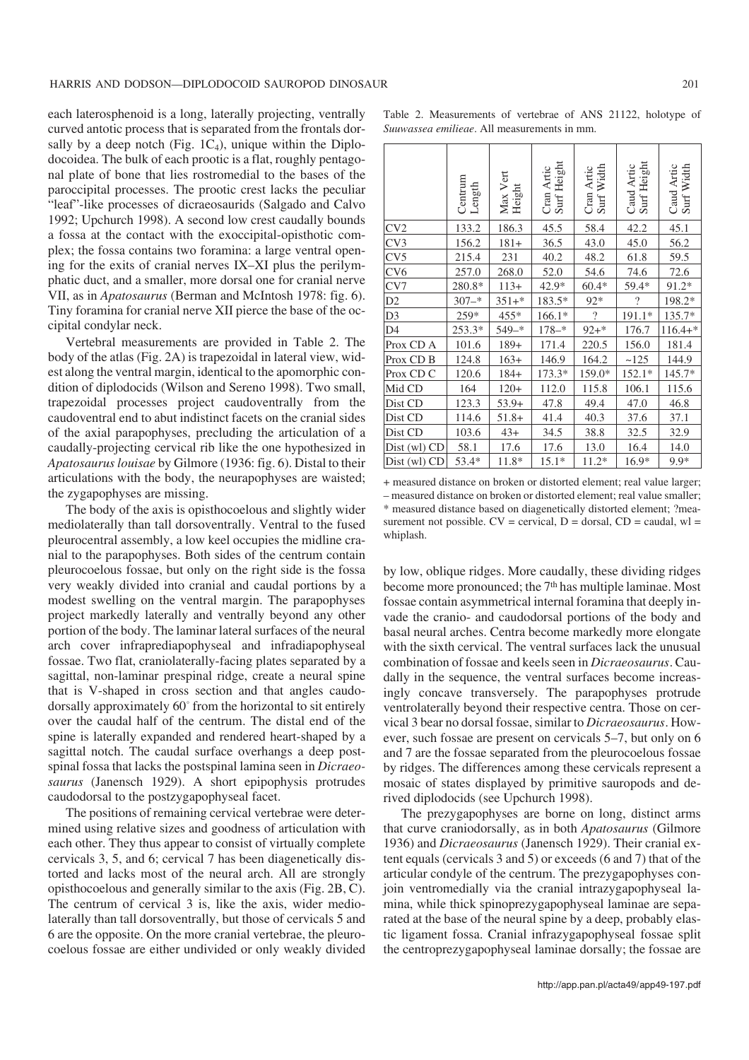each laterosphenoid is a long, laterally projecting, ventrally curved antotic process that is separated from the frontals dorsally by a deep notch (Fig. $1C_4$), unique within the Diplodocoidea. The bulk of each prootic is a flat, roughly pentagonal plate of bone that lies rostromedial to the bases of the paroccipital processes. The prootic crest lacks the peculiar "leaf"-like processes of dicraeosaurids (Salgado and Calvo 1992; Upchurch 1998). A second low crest caudally bounds a fossa at the contact with the exoccipital-opisthotic complex; the fossa contains two foramina: a large ventral opening for the exits of cranial nerves IX–XI plus the perilymphatic duct, and a smaller, more dorsal one for cranial nerve VII, as in *Apatosaurus* (Berman and McIntosh 1978: fig. 6). Tiny foramina for cranial nerve XII pierce the base of the occipital condylar neck.

Vertebral measurements are provided in Table 2. The body of the atlas (Fig. 2A) is trapezoidal in lateral view, widest along the ventral margin, identical to the apomorphic condition of diplodocids (Wilson and Sereno 1998). Two small, trapezoidal processes project caudoventrally from the caudoventral end to abut indistinct facets on the cranial sides of the axial parapophyses, precluding the articulation of a caudally-projecting cervical rib like the one hypothesized in *Apatosaurus louisae* by Gilmore (1936: fig. 6). Distal to their articulations with the body, the neurapophyses are waisted; the zygapophyses are missing.

The body of the axis is opisthocoelous and slightly wider mediolaterally than tall dorsoventrally. Ventral to the fused pleurocentral assembly, a low keel occupies the midline cranial to the parapophyses. Both sides of the centrum contain pleurocoelous fossae, but only on the right side is the fossa very weakly divided into cranial and caudal portions by a modest swelling on the ventral margin. The parapophyses project markedly laterally and ventrally beyond any other portion of the body. The laminar lateral surfaces of the neural arch cover infraprediapophyseal and infradiapophyseal fossae. Two flat, craniolaterally-facing plates separated by a sagittal, non-laminar prespinal ridge, create a neural spine that is V-shaped in cross section and that angles caudodorsally approximately 60° from the horizontal to sit entirely over the caudal half of the centrum. The distal end of the spine is laterally expanded and rendered heart-shaped by a sagittal notch. The caudal surface overhangs a deep postspinal fossa that lacks the postspinal lamina seen in *Dicraeosaurus* (Janensch 1929). A short epipophysis protrudes caudodorsal to the postzygapophyseal facet.

The positions of remaining cervical vertebrae were determined using relative sizes and goodness of articulation with each other. They thus appear to consist of virtually complete cervicals 3, 5, and 6; cervical 7 has been diagenetically distorted and lacks most of the neural arch. All are strongly opisthocoelous and generally similar to the axis (Fig. 2B, C). The centrum of cervical 3 is, like the axis, wider mediolaterally than tall dorsoventrally, but those of cervicals 5 and 6 are the opposite. On the more cranial vertebrae, the pleurocoelous fossae are either undivided or only weakly divided by low, oblique ridges. More caudally, these dividing ridges become more pronounced; the 7th has multiple laminae. Most fossae contain asymmetrical internal foramina that deeply invade the cranio- and caudodorsal portions of the body and basal neural arches. Centra become markedly more elongate with the sixth cervical. The ventral surfaces lack the unusual combination of fossae and keels seen in *Dicraeosaurus*. Caudally in the sequence, the ventral surfaces become increasingly concave transversely. The parapophyses protrude ventrolaterally beyond their respective centra. Those on cervical 3 bear no dorsal fossae, similar to *Dicraeosaurus*. However, such fossae are present on cervicals 5–7, but only on 6 and 7 are the fossae separated from the pleurocoelous fossae by ridges. The differences among these cervicals represent a mosaic of states displayed by primitive sauropods and derived diplodocids (see Upchurch 1998).

The prezygapophyses are borne on long, distinct arms that curve craniodorsally, as in both *Apatosaurus* (Gilmore 1936) and *Dicraeosaurus* (Janensch 1929). Their cranial extent equals (cervicals 3 and 5) or exceeds (6 and 7) that of the articular condyle of the centrum. The prezygapophyses conjoin ventromedially via the cranial intrazygapophyseal lamina, while thick spinoprezygapophyseal laminae are separated at the base of the neural spine by a deep, probably elastic ligament fossa. Cranial infrazygapophyseal fossae split the centroprezygapophyseal laminae dorsally; the fossae are

Table 2. Measurements of vertebrae of ANS 21122, holotype of *Suuwassea emilieae*. All measurements in mm.

| | Centrum Length | Max Vert Height | Cran Artic Surf Height | Cran Artic Surf Width | Caud Artic Surf Height | Caud Artic Surf Width |
|---|---|---|---|---|---|---|
| CV2 | 133.2 | 186.3 | 45.5 | 58.4 | 42.2 | 45.1 |
| CV3 | 156.2 | 181+ | 36.5 | 43.0 | 45.0 | 56.2 |
| CV5 | 215.4 | 231 | 40.2 | 48.2 | 61.8 | 59.5 |
| CV6 | 257.0 | 268.0 | 52.0 | 54.6 | 74.6 | 72.6 |
| CV7 | 280.8* | 113+ | 42.9* | 60.4* | 59.4* | 91.2* |
| D2 | 307–* | 351+* | 183.5* | 92* | ? | 198.2* |
| D3 | 259* | 455* | 166.1* | ? | 191.1* | 135.7* |
| D4 | 253.3* | 549–* | 178–* | 92+* | 176.7 | 116.4+* |
| Prox CD A | 101.6 | 189+ | 171.4 | 220.5 | 156.0 | 181.4 |
| Prox CD B | 124.8 | 163+ | 146.9 | 164.2 | ~125 | 144.9 |
| Prox CD C | 120.6 | 184+ | 173.3* | 159.0* | 152.1* | 145.7* |
| Mid CD | 164 | 120+ | 112.0 | 115.8 | 106.1 | 115.6 |
| Dist CD | 123.3 | 53.9+ | 47.8 | 49.4 | 47.0 | 46.8 |
| Dist CD | 114.6 | 51.8+ | 41.4 | 40.3 | 37.6 | 37.1 |
| Dist CD | 103.6 | 43+ | 34.5 | 38.8 | 32.5 | 32.9 |
| Dist (wl) CD | 58.1 | 17.6 | 17.6 | 13.0 | 16.4 | 14.0 |
| Dist (wl) CD | 53.4* | 11.8* | 15.1* | 11.2* | 16.9* | 9.9* |

+ measured distance on broken or distorted element; real value larger; – measured distance on broken or distorted element; real value smaller; * measured distance based on diagenetically distorted element; ?measurement not possible. CV = cervical, D = dorsal, CD = caudal, wl = whiplash.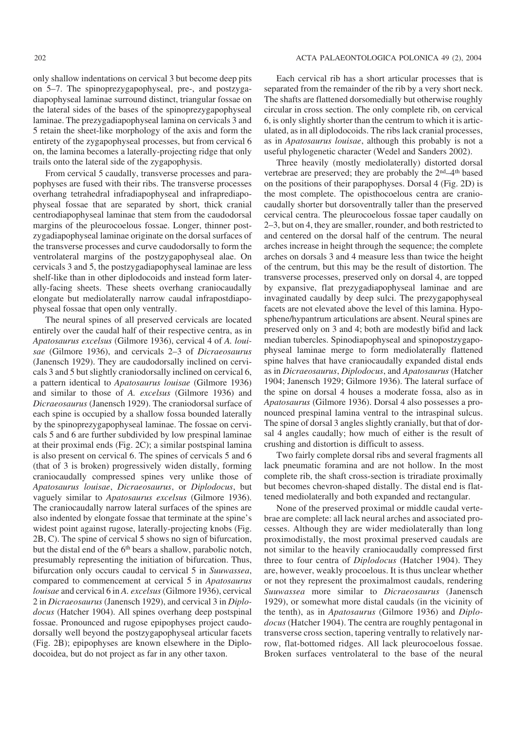only shallow indentations on cervical 3 but become deep pits on 5–7. The spinoprezygapophyseal, pre-, and postzygadiapophyseal laminae surround distinct, triangular fossae on the lateral sides of the bases of the spinoprezygapophyseal laminae. The prezygadiapophyseal lamina on cervicals 3 and 5 retain the sheet-like morphology of the axis and form the entirety of the zygapophyseal processes, but from cervical 6 on, the lamina becomes a laterally-projecting ridge that only trails onto the lateral side of the zygapophysis.

From cervical 5 caudally, transverse processes and parapophyses are fused with their ribs. The transverse processes overhang tetrahedral infradiapophyseal and infraprediapophyseal fossae that are separated by short, thick cranial centrodiapophyseal laminae that stem from the caudodorsal margins of the pleurocoelous fossae. Longer, thinner postzygadiapophyseal laminae originate on the dorsal surfaces of the transverse processes and curve caudodorsally to form the ventrolateral margins of the postzygapophyseal alae. On cervicals 3 and 5, the postzygadiapophyseal laminae are less shelf-like than in other diplodocoids and instead form laterally-facing sheets. These sheets overhang craniocaudally elongate but mediolaterally narrow caudal infrapostdiapophyseal fossae that open only ventrally.

The neural spines of all preserved cervicals are located entirely over the caudal half of their respective centra, as in *Apatosaurus excelsus* (Gilmore 1936), cervical 4 of *A. louisae* (Gilmore 1936), and cervicals 2–3 of *Dicraeosaurus* (Janensch 1929). They are caudodorsally inclined on cervicals 3 and 5 but slightly craniodorsally inclined on cervical 6, a pattern identical to *Apatosaurus louisae* (Gilmore 1936) and similar to those of *A. excelsus* (Gilmore 1936) and *Dicraeosaurus* (Janensch 1929). The craniodorsal surface of each spine is occupied by a shallow fossa bounded laterally by the spinoprezygapophyseal laminae. The fossae on cervicals 5 and 6 are further subdivided by low prespinal laminae at their proximal ends (Fig. 2C); a similar postspinal lamina is also present on cervical 6. The spines of cervicals 5 and 6 (that of 3 is broken) progressively widen distally, forming craniocaudally compressed spines very unlike those of *Apatosaurus louisae*, *Dicraeosaurus*, or *Diplodocus*, but vaguely similar to *Apatosaurus excelsus* (Gilmore 1936). The craniocaudally narrow lateral surfaces of the spines are also indented by elongate fossae that terminate at the spine's widest point against rugose, laterally-projecting knobs (Fig. 2B, C). The spine of cervical 5 shows no sign of bifurcation, but the distal end of the 6th bears a shallow, parabolic notch, presumably representing the initiation of bifurcation. Thus, bifurcation only occurs caudal to cervical 5 in *Suuwassea*, compared to commencement at cervical 5 in *Apatosaurus louisae* and cervical 6 in *A. excelsus* (Gilmore 1936), cervical 2 in *Dicraeosaurus* (Janensch 1929), and cervical 3 in *Diplodocus* (Hatcher 1904). All spines overhang deep postspinal fossae. Pronounced and rugose epipophyses project caudodorsally well beyond the postzygapophyseal articular facets (Fig. 2B); epipophyses are known elsewhere in the Diplodocoidea, but do not project as far in any other taxon.

Each cervical rib has a short articular processes that is separated from the remainder of the rib by a very short neck. The shafts are flattened dorsomedially but otherwise roughly circular in cross section. The only complete rib, on cervical 6, is only slightly shorter than the centrum to which it is articulated, as in all diplodocoids. The ribs lack cranial processes, as in *Apatosaurus louisae*, although this probably is not a useful phylogenetic character (Wedel and Sanders 2002).

Three heavily (mostly mediolaterally) distorted dorsal vertebrae are preserved; they are probably the 2nd–4th based on the positions of their parapophyses. Dorsal 4 (Fig. 2D) is the most complete. The opisthocoelous centra are craniocaudally shorter but dorsoventrally taller than the preserved cervical centra. The pleurocoelous fossae taper caudally on 2–3, but on 4, they are smaller, rounder, and both restricted to and centered on the dorsal half of the centrum. The neural arches increase in height through the sequence; the complete arches on dorsals 3 and 4 measure less than twice the height of the centrum, but this may be the result of distortion. The transverse processes, preserved only on dorsal 4, are topped by expansive, flat prezygadiapophyseal laminae and are invaginated caudally by deep sulci. The prezygapophyseal facets are not elevated above the level of this lamina. Hyposphene/hypantrum articulations are absent. Neural spines are preserved only on 3 and 4; both are modestly bifid and lack median tubercles. Spinodiapophyseal and spinopostzygapophyseal laminae merge to form mediolaterally flattened spine halves that have craniocaudally expanded distal ends as in *Dicraeosaurus*, *Diplodocus*, and *Apatosaurus* (Hatcher 1904; Janensch 1929; Gilmore 1936). The lateral surface of the spine on dorsal 4 houses a moderate fossa, also as in *Apatosaurus* (Gilmore 1936). Dorsal 4 also possesses a pronounced prespinal lamina ventral to the intraspinal sulcus. The spine of dorsal 3 angles slightly cranially, but that of dorsal 4 angles caudally; how much of either is the result of crushing and distortion is difficult to assess.

Two fairly complete dorsal ribs and several fragments all lack pneumatic foramina and are not hollow. In the most complete rib, the shaft cross-section is triradiate proximally but becomes chevron-shaped distally. The distal end is flattened mediolaterally and both expanded and rectangular.

None of the preserved proximal or middle caudal vertebrae are complete: all lack neural arches and associated processes. Although they are wider mediolaterally than long proximodistally, the most proximal preserved caudals are not similar to the heavily craniocaudally compressed first three to four centra of *Diplodocus* (Hatcher 1904). They are, however, weakly procoelous. It is thus unclear whether or not they represent the proximalmost caudals, rendering *Suuwassea* more similar to *Dicraeosaurus* (Janensch 1929), or somewhat more distal caudals (in the vicinity of the tenth), as in *Apatosaurus* (Gilmore 1936) and *Diplodocus* (Hatcher 1904). The centra are roughly pentagonal in transverse cross section, tapering ventrally to relatively narrow, flat-bottomed ridges. All lack pleurocoelous fossae. Broken surfaces ventrolateral to the base of the neural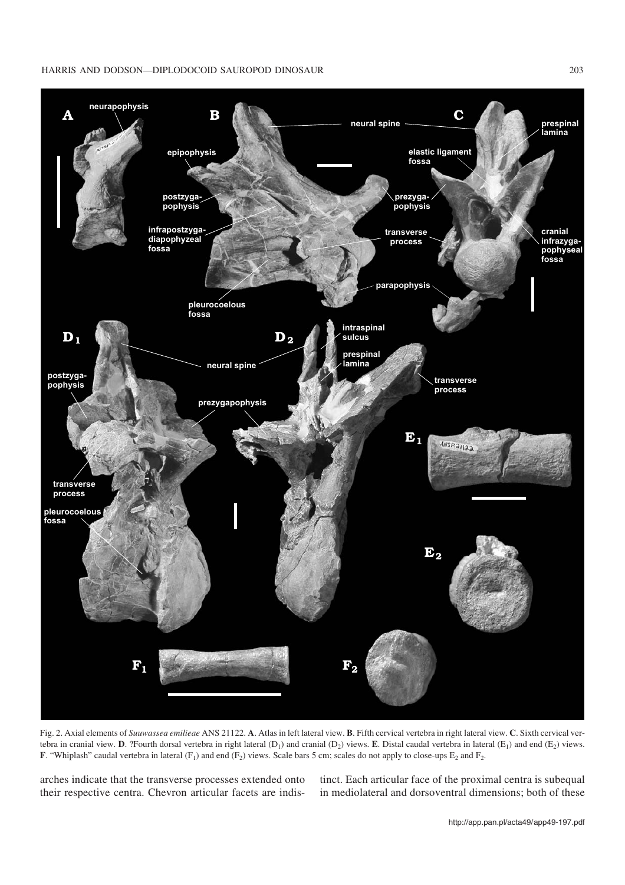Fig. 2. Axial elements of *Suuwassea emilieae* ANS 21122. **A**. Atlas in left lateral view. **B**. Fifth cervical vertebra in right lateral view. **C**. Sixth cervical vertebra in cranial view. **D**. ?Fourth dorsal vertebra in right lateral ($D_1$) and cranial ($D_2$) views. **E**. Distal caudal vertebra in lateral ($E_1$) and end ($E_2$) views. **F**. "Whiplash" caudal vertebra in lateral ($F_1$) and end ($F_2$) views. Scale bars 5 cm; scales do not apply to close-ups $E_2$ and $F_2$.

arches indicate that the transverse processes extended onto their respective centra. Chevron articular facets are indistinct. Each articular face of the proximal centra is subequal in mediolateral and dorsoventral dimensions; both of these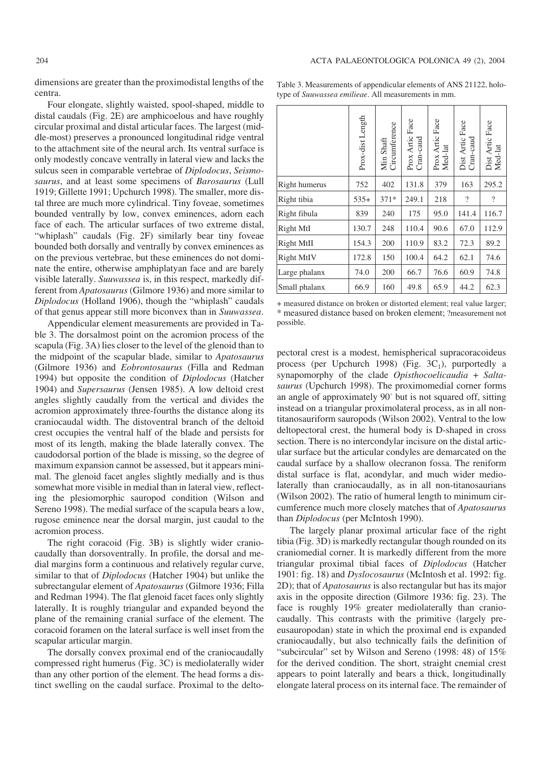dimensions are greater than the proximodistal lengths of the centra.

Four elongate, slightly waisted, spool-shaped, middle to distal caudals (Fig. 2E) are amphicoelous and have roughly circular proximal and distal articular faces. The largest (middle-most) preserves a pronounced longitudinal ridge ventral to the attachment site of the neural arch. Its ventral surface is only modestly concave ventrally in lateral view and lacks the sulcus seen in comparable vertebrae of *Diplodocus*, *Seismosaurus*, and at least some specimens of *Barosaurus* (Lull 1919; Gillette 1991; Upchurch 1998). The smaller, more distal three are much more cylindrical. Tiny foveae, sometimes bounded ventrally by low, convex eminences, adorn each face of each. The articular surfaces of two extreme distal, "whiplash" caudals (Fig. 2F) similarly bear tiny foveae bounded both dorsally and ventrally by convex eminences as on the previous vertebrae, but these eminences do not dominate the entire, otherwise amphiplatyan face and are barely visible laterally. *Suuwassea* is, in this respect, markedly different from *Apatosaurus* (Gilmore 1936) and more similar to *Diplodocus* (Holland 1906), though the "whiplash" caudals of that genus appear still more biconvex than in *Suuwassea*.

Appendicular element measurements are provided in Table 3. The dorsalmost point on the acromion process of the scapula (Fig. 3A) lies closer to the level of the glenoid than to the midpoint of the scapular blade, similar to *Apatosaurus* (Gilmore 1936) and *Eobrontosaurus* (Filla and Redman 1994) but opposite the condition of *Diplodocus* (Hatcher 1904) and *Supersaurus* (Jensen 1985). A low deltoid crest angles slightly caudally from the vertical and divides the acromion approximately three-fourths the distance along its craniocaudal width. The distoventral branch of the deltoid crest occupies the ventral half of the blade and persists for most of its length, making the blade laterally convex. The caudodorsal portion of the blade is missing, so the degree of maximum expansion cannot be assessed, but it appears minimal. The glenoid facet angles slightly medially and is thus somewhat more visible in medial than in lateral view, reflecting the plesiomorphic sauropod condition (Wilson and Sereno 1998). The medial surface of the scapula bears a low, rugose eminence near the dorsal margin, just caudal to the acromion process.

The right coracoid (Fig. 3B) is slightly wider craniocaudally than dorsoventrally. In profile, the dorsal and medial margins form a continuous and relatively regular curve, similar to that of *Diplodocus* (Hatcher 1904) but unlike the subrectangular element of *Apatosaurus* (Gilmore 1936; Filla and Redman 1994). The flat glenoid facet faces only slightly laterally. It is roughly triangular and expanded beyond the plane of the remaining cranial surface of the element. The coracoid foramen on the lateral surface is well inset from the scapular articular margin.

The dorsally convex proximal end of the craniocaudally compressed right humerus (Fig. 3C) is mediolaterally wider than any other portion of the element. The head forms a distinct swelling on the caudal surface. Proximal to the deltopectoral crest is a modest, hemispherical supracoracoideus process (per Upchurch 1998) (Fig. $3C_1$), purportedly a synapomorphy of the clade *Opisthocoelicaudia* + *Saltasaurus* (Upchurch 1998). The proximomedial corner forms an angle of approximately 90° but is not squared off, sitting instead on a triangular proximolateral process, as in all non-titanosauriform sauropods (Wilson 2002). Ventral to the low deltopectoral crest, the humeral body is D-shaped in cross section. There is no intercondylar incisure on the distal articular surface but the articular condyles are demarcated on the caudal surface by a shallow olecranon fossa. The reniform distal surface is flat, acondylar, and much wider mediolaterally than craniocaudally, as in all non-titanosaurians (Wilson 2002). The ratio of humeral length to minimum circumference much more closely matches that of *Apatosaurus* than *Diplodocus* (per McIntosh 1990).

The largely planar proximal articular face of the right tibia (Fig. 3D) is markedly rectangular though rounded on its craniomedial corner. It is markedly different from the more triangular proximal tibial faces of *Diplodocus* (Hatcher 1901: fig. 18) and *Dyslocosaurus* (McIntosh et al. 1992: fig. 2D); that of *Apatosaurus* is also rectangular but has its major axis in the opposite direction (Gilmore 1936: fig. 23). The face is roughly 19% greater mediolaterally than craniocaudally. This contrasts with the primitive (largely pre-eusauropodan) state in which the proximal end is expanded craniocaudally, but also technically fails the definition of "subcircular" set by Wilson and Sereno (1998: 48) of 15% for the derived condition. The short, straight cnemial crest appears to point laterally and bears a thick, longitudinally elongate lateral process on its internal face. The remainder of

Table 3. Measurements of appendicular elements of ANS 21122, holotype of *Suuwassea emilieae*. All measurements in mm.

| | Prox-dist Length | Min Shaft Circumference | Prox Artic Face Cran-caud | Prox Artic Face Med-lat | Dist Artic Face Cran-caud | Dist Artic Face Med-lat |
|---|---|---|---|---|---|---|
| Right humerus | 752 | 402 | 131.8 | 379 | 163 | 295.2 |
| Right tibia | 535+ | 371* | 249.1 | 218 | ? | ? |
| Right fibula | 839 | 240 | 175 | 95.0 | 141.4 | 116.7 |
| Right MtI | 130.7 | 248 | 110.4 | 90.6 | 67.0 | 112.9 |
| Right MtII | 154.3 | 200 | 110.9 | 83.2 | 72.3 | 89.2 |
| Right MtIV | 172.8 | 150 | 100.4 | 64.2 | 62.1 | 74.6 |
| Large phalanx | 74.0 | 200 | 66.7 | 76.6 | 60.9 | 74.8 |
| Small phalanx | 66.9 | 160 | 49.8 | 65.9 | 44.2 | 62.3 |

+ measured distance on broken or distorted element; real value larger; * measured distance based on broken element; ?measurement not possible.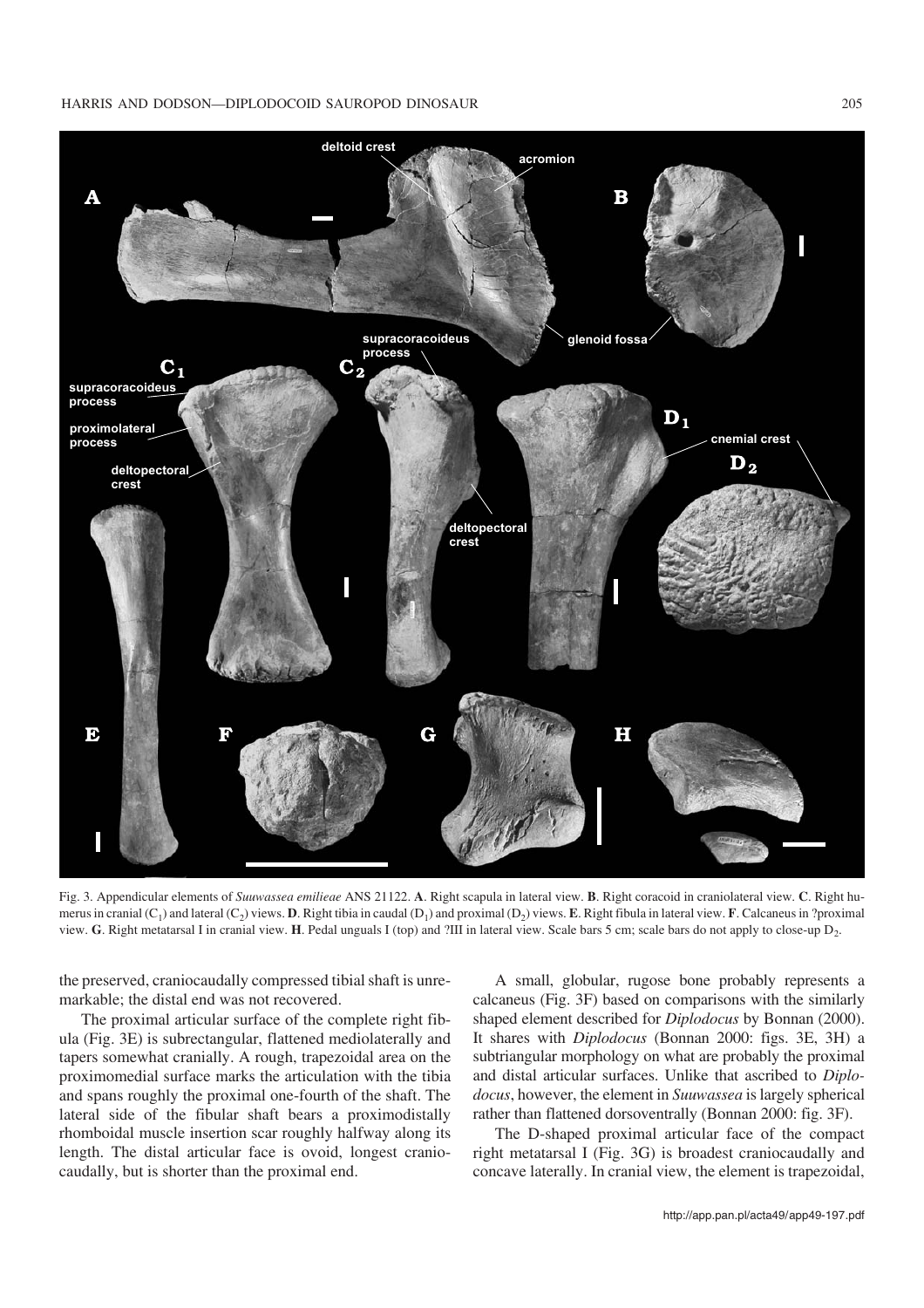Fig. 3. Appendicular elements of *Suuwassea emilieae* ANS 21122. **A**. Right scapula in lateral view. **B**. Right coracoid in craniolateral view. **C**. Right humerus in cranial ($C_1$) and lateral ($C_2$) views. **D**. Right tibia in caudal ($D_1$) and proximal ($D_2$) views. **E**. Right fibula in lateral view. **F**. Calcaneus in ?proximal view. **G**. Right metatarsal I in cranial view. **H**. Pedal unguals I (top) and ?III in lateral view. Scale bars 5 cm; scale bars do not apply to close-up $D_2$.

the preserved, craniocaudally compressed tibial shaft is unremarkable; the distal end was not recovered.

The proximal articular surface of the complete right fibula (Fig. 3E) is subrectangular, flattened mediolaterally and tapers somewhat cranially. A rough, trapezoidal area on the proximomedial surface marks the articulation with the tibia and spans roughly the proximal one-fourth of the shaft. The lateral side of the fibular shaft bears a proximodistally rhomboidal muscle insertion scar roughly halfway along its length. The distal articular face is ovoid, longest craniocaudally, but is shorter than the proximal end.

A small, globular, rugose bone probably represents a calcaneus (Fig. 3F) based on comparisons with the similarly shaped element described for *Diplodocus* by Bonnan (2000). It shares with *Diplodocus* (Bonnan 2000: figs. 3E, 3H) a subtriangular morphology on what are probably the proximal and distal articular surfaces. Unlike that ascribed to *Diplodocus*, however, the element in *Suuwassea* is largely spherical rather than flattened dorsoventrally (Bonnan 2000: fig. 3F).

The D-shaped proximal articular face of the compact right metatarsal I (Fig. 3G) is broadest craniocaudally and concave laterally. In cranial view, the element is trapezoidal,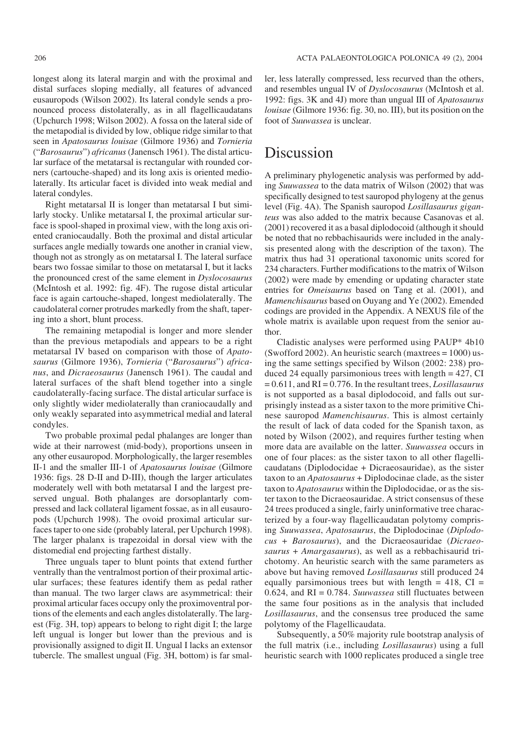longest along its lateral margin and with the proximal and distal surfaces sloping medially, all features of advanced eusauropods (Wilson 2002). Its lateral condyle sends a pronounced process distolaterally, as in all flagellicaudatans (Upchurch 1998; Wilson 2002). A fossa on the lateral side of the metapodial is divided by low, oblique ridge similar to that seen in *Apatosaurus louisae* (Gilmore 1936) and *Tornieria* ("*Barosaurus*") *africanus* (Janensch 1961). The distal articular surface of the metatarsal is rectangular with rounded corners (cartouche-shaped) and its long axis is oriented mediolaterally. Its articular facet is divided into weak medial and lateral condyles.

Right metatarsal II is longer than metatarsal I but similarly stocky. Unlike metatarsal I, the proximal articular surface is spool-shaped in proximal view, with the long axis oriented craniocaudally. Both the proximal and distal articular surfaces angle medially towards one another in cranial view, though not as strongly as on metatarsal I. The lateral surface bears two fossae similar to those on metatarsal I, but it lacks the pronounced crest of the same element in *Dyslocosaurus* (McIntosh et al. 1992: fig. 4F). The rugose distal articular face is again cartouche-shaped, longest mediolaterally. The caudolateral corner protrudes markedly from the shaft, tapering into a short, blunt process.

The remaining metapodial is longer and more slender than the previous metapodials and appears to be a right metatarsal IV based on comparison with those of *Apatosaurus* (Gilmore 1936), *Tornieria* ("*Barosaurus*") *africanus*, and *Dicraeosaurus* (Janensch 1961). The caudal and lateral surfaces of the shaft blend together into a single caudolaterally-facing surface. The distal articular surface is only slightly wider mediolaterally than craniocaudally and only weakly separated into asymmetrical medial and lateral condyles.

Two probable proximal pedal phalanges are longer than wide at their narrowest (mid-body), proportions unseen in any other eusauropod. Morphologically, the larger resembles II-1 and the smaller III-1 of *Apatosaurus louisae* (Gilmore 1936: figs. 28 D-II and D-III), though the larger articulates moderately well with both metatarsal I and the largest preserved ungual. Both phalanges are dorsoplantarly compressed and lack collateral ligament fossae, as in all eusauropods (Upchurch 1998). The ovoid proximal articular surfaces taper to one side (probably lateral, per Upchurch 1998). The larger phalanx is trapezoidal in dorsal view with the distomedial end projecting farthest distally.

Three unguals taper to blunt points that extend further ventrally than the ventralmost portion of their proximal articular surfaces; these features identify them as pedal rather than manual. The two larger claws are asymmetrical: their proximal articular faces occupy only the proximoventral portions of the elements and each angles distolaterally. The largest (Fig. 3H, top) appears to belong to right digit I; the large left ungual is longer but lower than the previous and is provisionally assigned to digit II. Ungual I lacks an extensor tubercle. The smallest ungual (Fig. 3H, bottom) is far smaller, less laterally compressed, less recurved than the others, and resembles ungual IV of *Dyslocosaurus* (McIntosh et al. 1992: figs. 3K and 4J) more than ungual III of *Apatosaurus louisae* (Gilmore 1936: fig. 30, no. III), but its position on the foot of *Suuwassea* is unclear.

# Discussion

A preliminary phylogenetic analysis was performed by adding *Suuwassea* to the data matrix of Wilson (2002) that was specifically designed to test sauropod phylogeny at the genus level (Fig. 4A). The Spanish sauropod *Losillasaurus giganteus* was also added to the matrix because Casanovas et al. (2001) recovered it as a basal diplodocoid (although it should be noted that no rebbachisaurids were included in the analysis presented along with the description of the taxon). The matrix thus had 31 operational taxonomic units scored for 234 characters. Further modifications to the matrix of Wilson (2002) were made by emending or updating character state entries for *Omeisaurus* based on Tang et al. (2001), and *Mamenchisaurus* based on Ouyang and Ye (2002). Emended codings are provided in the Appendix. A NEXUS file of the whole matrix is available upon request from the senior author.

Cladistic analyses were performed using PAUP* 4b10 (Swofford 2002). An heuristic search (maxtrees = 1000) using the same settings specified by Wilson (2002: 238) produced 24 equally parsimonious trees with length = 427, CI = 0.611, and RI = 0.776. In the resultant trees, *Losillasaurus* is not supported as a basal diplodocoid, and falls out surprisingly instead as a sister taxon to the more primitive Chinese sauropod *Mamenchisaurus*. This is almost certainly the result of lack of data coded for the Spanish taxon, as noted by Wilson (2002), and requires further testing when more data are available on the latter. *Suuwassea* occurs in one of four places: as the sister taxon to all other flagellicaudatans (Diplodocidae + Dicraeosauridae), as the sister taxon to an *Apatosaurus* + Diplodocinae clade, as the sister taxon to *Apatosaurus* within the Diplodocidae, or as the sister taxon to the Dicraeosauridae. A strict consensus of these 24 trees produced a single, fairly uninformative tree characterized by a four-way flagellicaudatan polytomy comprising *Suuwassea*, *Apatosaurus*, the Diplodocinae (*Diplodocus* + *Barosaurus*), and the Dicraeosauridae (*Dicraeosaurus* + *Amargasaurus*), as well as a rebbachisaurid trichotomy. An heuristic search with the same parameters as above but having removed *Losillasaurus* still produced 24 equally parsimonious trees but with length = 418, CI = 0.624, and RI = 0.784. *Suuwassea* still fluctuates between the same four positions as in the analysis that included *Losillasaurus*, and the consensus tree produced the same polytomy of the Flagellicaudata.

Subsequently, a 50% majority rule bootstrap analysis of the full matrix (i.e., including *Losillasaurus*) using a full heuristic search with 1000 replicates produced a single tree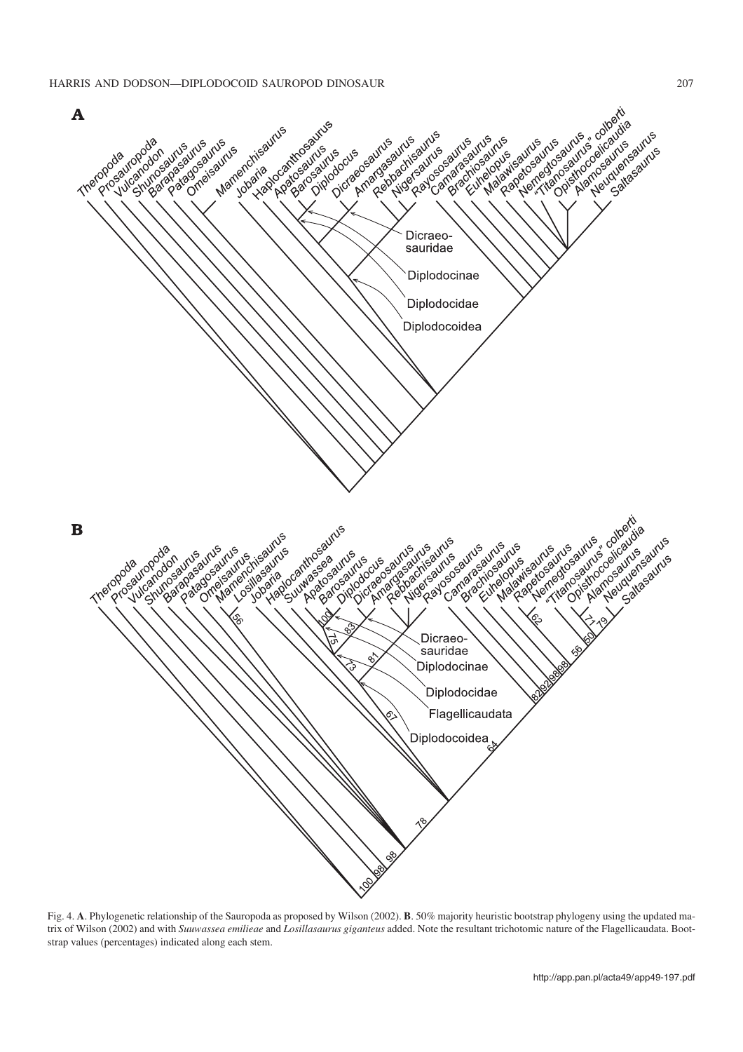Fig. 4. **A**. Phylogenetic relationship of the Sauropoda as proposed by Wilson (2002). **B**. 50% majority heuristic bootstrap phylogeny using the updated matrix of Wilson (2002) and with *Suuwassea emilieae* and *Losillasaurus giganteus* added. Note the resultant trichotomic nature of the Flagellicaudata. Bootstrap values (percentages) indicated along each stem.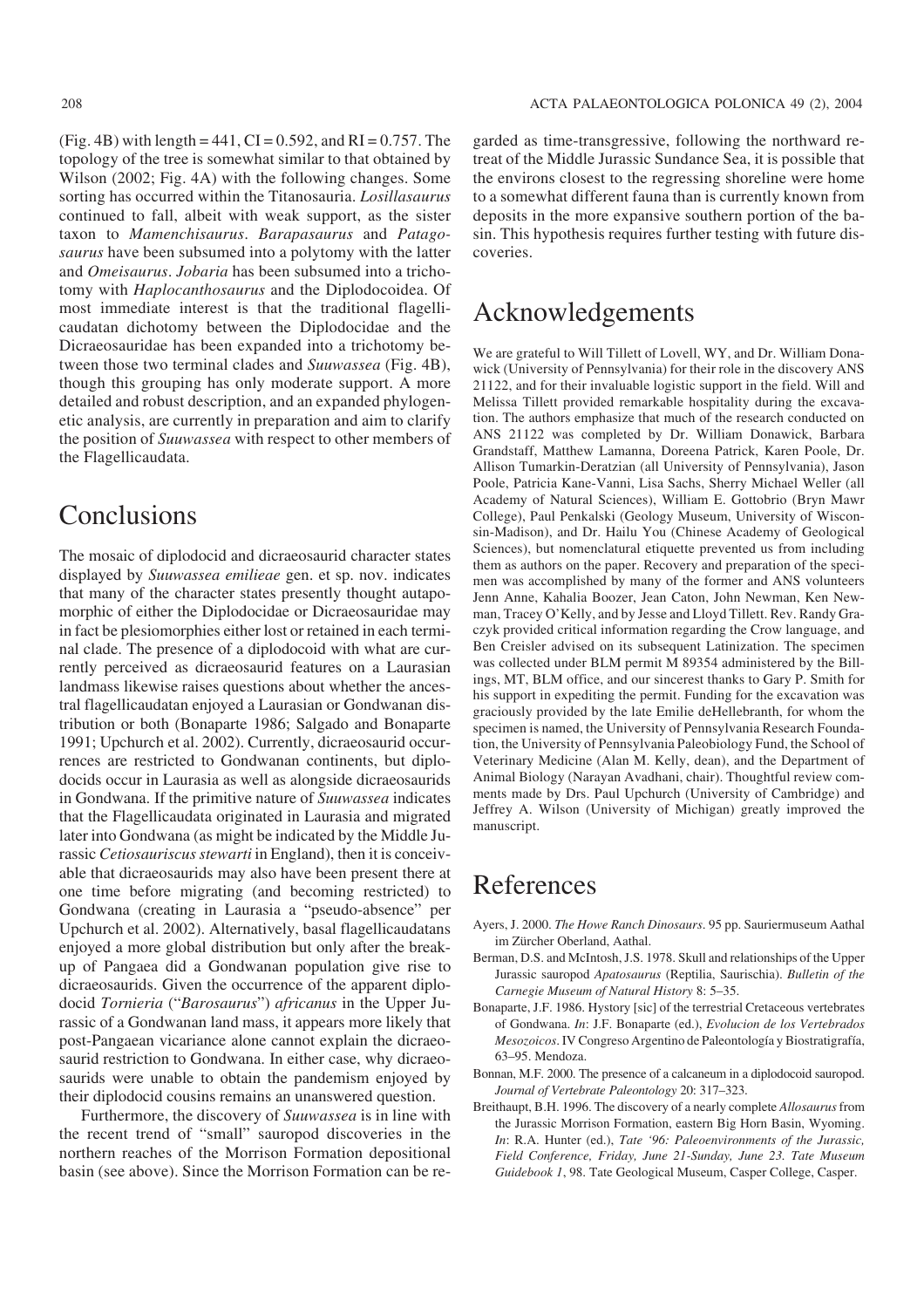(Fig. 4B) with length = 441, CI = 0.592, and RI = 0.757. The topology of the tree is somewhat similar to that obtained by Wilson (2002; Fig. 4A) with the following changes. Some sorting has occurred within the Titanosauria. *Losillasaurus* continued to fall, albeit with weak support, as the sister taxon to *Mamenchisaurus*. *Barapasaurus* and *Patagosaurus* have been subsumed into a polytomy with the latter and *Omeisaurus*. *Jobaria* has been subsumed into a trichotomy with *Haplocanthosaurus* and the Diplodocoidea. Of most immediate interest is that the traditional flagellicaudatan dichotomy between the Diplodocidae and the Dicraeosauridae has been expanded into a trichotomy between those two terminal clades and *Suuwassea* (Fig. 4B), though this grouping has only moderate support. A more detailed and robust description, and an expanded phylogenetic analysis, are currently in preparation and aim to clarify the position of *Suuwassea* with respect to other members of the Flagellicaudata.

# Conclusions

The mosaic of diplodocid and dicraeosaurid character states displayed by *Suuwassea emilieae* gen. et sp. nov. indicates that many of the character states presently thought autapomorphic of either the Diplodocidae or Dicraeosauridae may in fact be plesiomorphies either lost or retained in each terminal clade. The presence of a diplodocoid with what are currently perceived as dicraeosaurid features on a Laurasian landmass likewise raises questions about whether the ancestral flagellicaudatan enjoyed a Laurasian or Gondwanan distribution or both (Bonaparte 1986; Salgado and Bonaparte 1991; Upchurch et al. 2002). Currently, dicraeosaurid occurrences are restricted to Gondwanan continents, but diplodocids occur in Laurasia as well as alongside dicraeosaurids in Gondwana. If the primitive nature of *Suuwassea* indicates that the Flagellicaudata originated in Laurasia and migrated later into Gondwana (as might be indicated by the Middle Jurassic *Cetiosauriscus stewarti* in England), then it is conceivable that dicraeosaurids may also have been present there at one time before migrating (and becoming restricted) to Gondwana (creating in Laurasia a "pseudo-absence" per Upchurch et al. 2002). Alternatively, basal flagellicaudatans enjoyed a more global distribution but only after the breakup of Pangaea did a Gondwanan population give rise to dicraeosaurids. Given the occurrence of the apparent diplodocid *Tornieria* ("*Barosaurus*") *africanus* in the Upper Jurassic of a Gondwanan land mass, it appears more likely that post-Pangaean vicariance alone cannot explain the dicraeosaurid restriction to Gondwana. In either case, why dicraeosaurids were unable to obtain the pandemism enjoyed by their diplodocid cousins remains an unanswered question.

Furthermore, the discovery of *Suuwassea* is in line with the recent trend of "small" sauropod discoveries in the northern reaches of the Morrison Formation depositional basin (see above). Since the Morrison Formation can be regarded as time-transgressive, following the northward retreat of the Middle Jurassic Sundance Sea, it is possible that the environs closest to the regressing shoreline were home to a somewhat different fauna than is currently known from deposits in the more expansive southern portion of the basin. This hypothesis requires further testing with future discoveries.

# Acknowledgements

We are grateful to Will Tillett of Lovell, WY, and Dr. William Donawick (University of Pennsylvania) for their role in the discovery ANS 21122, and for their invaluable logistic support in the field. Will and Melissa Tillett provided remarkable hospitality during the excavation. The authors emphasize that much of the research conducted on ANS 21122 was completed by Dr. William Donawick, Barbara Grandstaff, Matthew Lamanna, Doreena Patrick, Karen Poole, Dr. Allison Tumarkin-Deratzian (all University of Pennsylvania), Jason Poole, Patricia Kane-Vanni, Lisa Sachs, Sherry Michael Weller (all Academy of Natural Sciences), William E. Gottobrio (Bryn Mawr College), Paul Penkalski (Geology Museum, University of Wisconsin-Madison), and Dr. Hailu You (Chinese Academy of Geological Sciences), but nomenclatural etiquette prevented us from including them as authors on the paper. Recovery and preparation of the specimen was accomplished by many of the former and ANS volunteers Jenn Anne, Kahalia Boozer, Jean Caton, John Newman, Ken Newman, Tracey O'Kelly, and by Jesse and Lloyd Tillett. Rev. Randy Graczyk provided critical information regarding the Crow language, and Ben Creisler advised on its subsequent Latinization. The specimen was collected under BLM permit M 89354 administered by the Billings, MT, BLM office, and our sincerest thanks to Gary P. Smith for his support in expediting the permit. Funding for the excavation was graciously provided by the late Emilie deHellebranth, for whom the specimen is named, the University of Pennsylvania Research Foundation, the University of Pennsylvania Paleobiology Fund, the School of Veterinary Medicine (Alan M. Kelly, dean), and the Department of Animal Biology (Narayan Avadhani, chair). Thoughtful review comments made by Drs. Paul Upchurch (University of Cambridge) and Jeffrey A. Wilson (University of Michigan) greatly improved the manuscript.

# References

Ayers, J. 2000. *The Howe Ranch Dinosaurs*. 95 pp. Sauriermuseum Aathal im Zürcher Oberland, Aathal.

Berman, D.S. and McIntosh, J.S. 1978. Skull and relationships of the Upper Jurassic sauropod *Apatosaurus* (Reptilia, Saurischia). *Bulletin of the Carnegie Museum of Natural History* 8: 5–35.

Bonaparte, J.F. 1986. Hystory [sic] of the terrestrial Cretaceous vertebrates of Gondwana. *In*: J.F. Bonaparte (ed.), *Evolucion de los Vertebrados Mesozoicos*. IV Congreso Argentino de Paleontología y Biostratigrafía, 63–95. Mendoza.

Bonnan, M.F. 2000. The presence of a calcaneum in a diplodocoid sauropod. *Journal of Vertebrate Paleontology* 20: 317–323.

Breithaupt, B.H. 1996. The discovery of a nearly complete *Allosaurus* from the Jurassic Morrison Formation, eastern Big Horn Basin, Wyoming. *In*: R.A. Hunter (ed.), *Tate '96: Paleoenvironments of the Jurassic, Field Conference, Friday, June 21-Sunday, June 23. Tate Museum Guidebook 1*, 98. Tate Geological Museum, Casper College, Casper.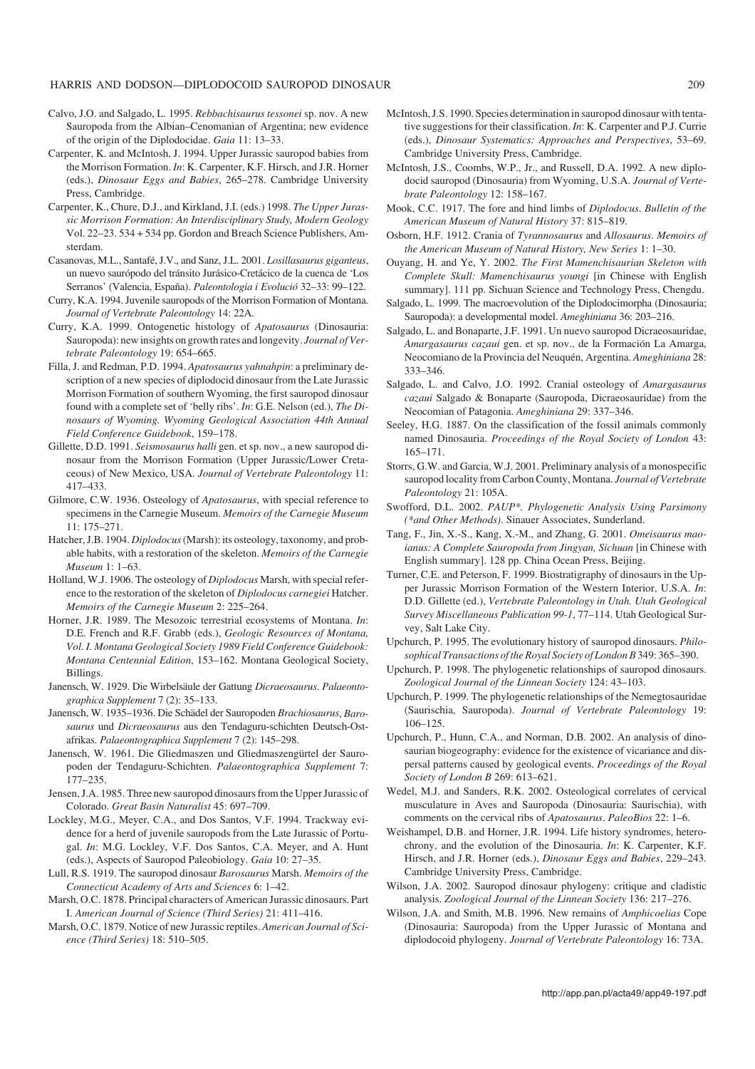Calvo, J.O. and Salgado, L. 1995. *Rebbachisaurus tessonei* sp. nov. A new Sauropoda from the Albian–Cenomanian of Argentina; new evidence of the origin of the Diplodocidae. *Gaia* 11: 13–33.

Carpenter, K. and McIntosh, J. 1994. Upper Jurassic sauropod babies from the Morrison Formation. *In*: K. Carpenter, K.F. Hirsch, and J.R. Horner (eds.), *Dinosaur Eggs and Babies*, 265–278. Cambridge University Press, Cambridge.

Carpenter, K., Chure, D.J., and Kirkland, J.I. (eds.) 1998. *The Upper Jurassic Morrison Formation: An Interdisciplinary Study, Modern Geology* Vol. 22–23. 534 + 534 pp. Gordon and Breach Science Publishers, Amsterdam.

Casanovas, M.L., Santafé, J.V., and Sanz, J.L. 2001. *Losillasaurus giganteus*, un nuevo saurópodo del tránsito Jurásico-Cretácico de la cuenca de 'Los Serranos' (Valencia, España). *Paleontologia i Evolució* 32–33: 99–122.

Curry, K.A. 1994. Juvenile sauropods of the Morrison Formation of Montana. *Journal of Vertebrate Paleontology* 14: 22A.

Curry, K.A. 1999. Ontogenetic histology of *Apatosaurus* (Dinosauria: Sauropoda): new insights on growth rates and longevity. *Journal of Vertebrate Paleontology* 19: 654–665.

Filla, J. and Redman, P.D. 1994. *Apatosaurus yahnahpin*: a preliminary description of a new species of diplodocid dinosaur from the Late Jurassic Morrison Formation of southern Wyoming, the first sauropod dinosaur found with a complete set of 'belly ribs'. *In*: G.E. Nelson (ed.), *The Dinosaurs of Wyoming. Wyoming Geological Association 44th Annual Field Conference Guidebook*, 159–178.

Gillette, D.D. 1991. *Seismosaurus halli* gen. et sp. nov., a new sauropod dinosaur from the Morrison Formation (Upper Jurassic/Lower Cretaceous) of New Mexico, USA. *Journal of Vertebrate Paleontology* 11: 417–433.

Gilmore, C.W. 1936. Osteology of *Apatosaurus*, with special reference to specimens in the Carnegie Museum. *Memoirs of the Carnegie Museum* 11: 175–271.

Hatcher, J.B. 1904. *Diplodocus* (Marsh): its osteology, taxonomy, and probable habits, with a restoration of the skeleton. *Memoirs of the Carnegie Museum* 1: 1–63.

Holland, W.J. 1906. The osteology of *Diplodocus* Marsh, with special reference to the restoration of the skeleton of *Diplodocus carnegiei* Hatcher. *Memoirs of the Carnegie Museum* 2: 225–264.

Horner, J.R. 1989. The Mesozoic terrestrial ecosystems of Montana. *In*: D.E. French and R.F. Grabb (eds.), *Geologic Resources of Montana, Vol. I. Montana Geological Society 1989 Field Conference Guidebook: Montana Centennial Edition*, 153–162. Montana Geological Society, Billings.

Janensch, W. 1929. Die Wirbelsäule der Gattung *Dicraeosaurus*. *Palaeontographica Supplement* 7 (2): 35–133.

Janensch, W. 1935–1936. Die Schädel der Sauropoden *Brachiosaurus*, *Barosaurus* und *Dicraeosaurus* aus den Tendaguru-schichten Deutsch-Ostafrikas. *Palaeontographica Supplement* 7 (2): 145–298.

Janensch, W. 1961. Die Gliedmaszen und Gliedmaszengürtel der Sauropoden der Tendaguru-Schichten. *Palaeontographica Supplement* 7: 177–235.

Jensen, J.A. 1985. Three new sauropod dinosaurs from the Upper Jurassic of Colorado. *Great Basin Naturalist* 45: 697–709.

Lockley, M.G., Meyer, C.A., and Dos Santos, V.F. 1994. Trackway evidence for a herd of juvenile sauropods from the Late Jurassic of Portugal. *In*: M.G. Lockley, V.F. Dos Santos, C.A. Meyer, and A. Hunt (eds.), Aspects of Sauropod Paleobiology. *Gaia* 10: 27–35.

Lull, R.S. 1919. The sauropod dinosaur *Barosaurus* Marsh. *Memoirs of the Connecticut Academy of Arts and Sciences* 6: 1–42.

Marsh, O.C. 1878. Principal characters of American Jurassic dinosaurs. Part I. *American Journal of Science (Third Series)* 21: 411–416.

Marsh, O.C. 1879. Notice of new Jurassic reptiles. *American Journal of Science (Third Series)* 18: 510–505.

McIntosh, J.S. 1990. Species determination in sauropod dinosaur with tentative suggestions for their classification. *In*: K. Carpenter and P.J. Currie (eds.), *Dinosaur Systematics: Approaches and Perspectives*, 53–69. Cambridge University Press, Cambridge.

McIntosh, J.S., Coombs, W.P., Jr., and Russell, D.A. 1992. A new diplodocid sauropod (Dinosauria) from Wyoming, U.S.A. *Journal of Vertebrate Paleontology* 12: 158–167.

Mook, C.C. 1917. The fore and hind limbs of *Diplodocus*. *Bulletin of the American Museum of Natural History* 37: 815–819.

Osborn, H.F. 1912. Crania of *Tyrannosaurus* and *Allosaurus*. *Memoirs of the American Museum of Natural History, New Series* 1: 1–30.

Ouyang, H. and Ye, Y. 2002. *The First Mamenchisaurian Skeleton with Complete Skull: Mamenchisaurus youngi* [in Chinese with English summary]. 111 pp. Sichuan Science and Technology Press, Chengdu.

Salgado, L. 1999. The macroevolution of the Diplodocimorpha (Dinosauria; Sauropoda): a developmental model. *Ameghiniana* 36: 203–216.

Salgado, L. and Bonaparte, J.F. 1991. Un nuevo sauropod Dicraeosauridae, *Amargasaurus cazaui* gen. et sp. nov., de la Formación La Amarga, Neocomiano de la Provincia del Neuquén, Argentina. *Ameghiniana* 28: 333–346.

Salgado, L. and Calvo, J.O. 1992. Cranial osteology of *Amargasaurus cazaui* Salgado & Bonaparte (Sauropoda, Dicraeosauridae) from the Neocomian of Patagonia. *Ameghiniana* 29: 337–346.

Seeley, H.G. 1887. On the classification of the fossil animals commonly named Dinosauria. *Proceedings of the Royal Society of London* 43: 165–171.

Storrs, G.W. and Garcia, W.J. 2001. Preliminary analysis of a monospecific sauropod locality from Carbon County, Montana. *Journal of Vertebrate Paleontology* 21: 105A.

Swofford, D.L. 2002. *PAUP\*. Phylogenetic Analysis Using Parsimony (\*and Other Methods)*. Sinauer Associates, Sunderland.

Tang, F., Jin, X.-S., Kang, X.-M., and Zhang, G. 2001. *Omeisaurus maoianus: A Complete Sauropoda from Jingyan, Sichuan* [in Chinese with English summary]. 128 pp. China Ocean Press, Beijing.

Turner, C.E. and Peterson, F. 1999. Biostratigraphy of dinosaurs in the Upper Jurassic Morrison Formation of the Western Interior, U.S.A. *In*: D.D. Gillette (ed.), *Vertebrate Paleontology in Utah. Utah Geological Survey Miscellaneous Publication 99-1*, 77–114. Utah Geological Survey, Salt Lake City.

Upchurch, P. 1995. The evolutionary history of sauropod dinosaurs. *Philosophical Transactions of the Royal Society of London B* 349: 365–390.

Upchurch, P. 1998. The phylogenetic relationships of sauropod dinosaurs. *Zoological Journal of the Linnean Society* 124: 43–103.

Upchurch, P. 1999. The phylogenetic relationships of the Nemegtosauridae (Saurischia, Sauropoda). *Journal of Vertebrate Paleontology* 19: 106–125.

Upchurch, P., Hunn, C.A., and Norman, D.B. 2002. An analysis of dinosaurian biogeography: evidence for the existence of vicariance and dispersal patterns caused by geological events. *Proceedings of the Royal Society of London B* 269: 613–621.

Wedel, M.J. and Sanders, R.K. 2002. Osteological correlates of cervical musculature in Aves and Sauropoda (Dinosauria: Saurischia), with comments on the cervical ribs of *Apatosaurus*. *PaleoBios* 22: 1–6.

Weishampel, D.B. and Horner, J.R. 1994. Life history syndromes, heterochrony, and the evolution of the Dinosauria. *In*: K. Carpenter, K.F. Hirsch, and J.R. Horner (eds.), *Dinosaur Eggs and Babies*, 229–243. Cambridge University Press, Cambridge.

Wilson, J.A. 2002. Sauropod dinosaur phylogeny: critique and cladistic analysis. *Zoological Journal of the Linnean Society* 136: 217–276.

Wilson, J.A. and Smith, M.B. 1996. New remains of *Amphicoelias* Cope (Dinosauria: Sauropoda) from the Upper Jurassic of Montana and diplodocoid phylogeny. *Journal of Vertebrate Paleontology* 16: 73A.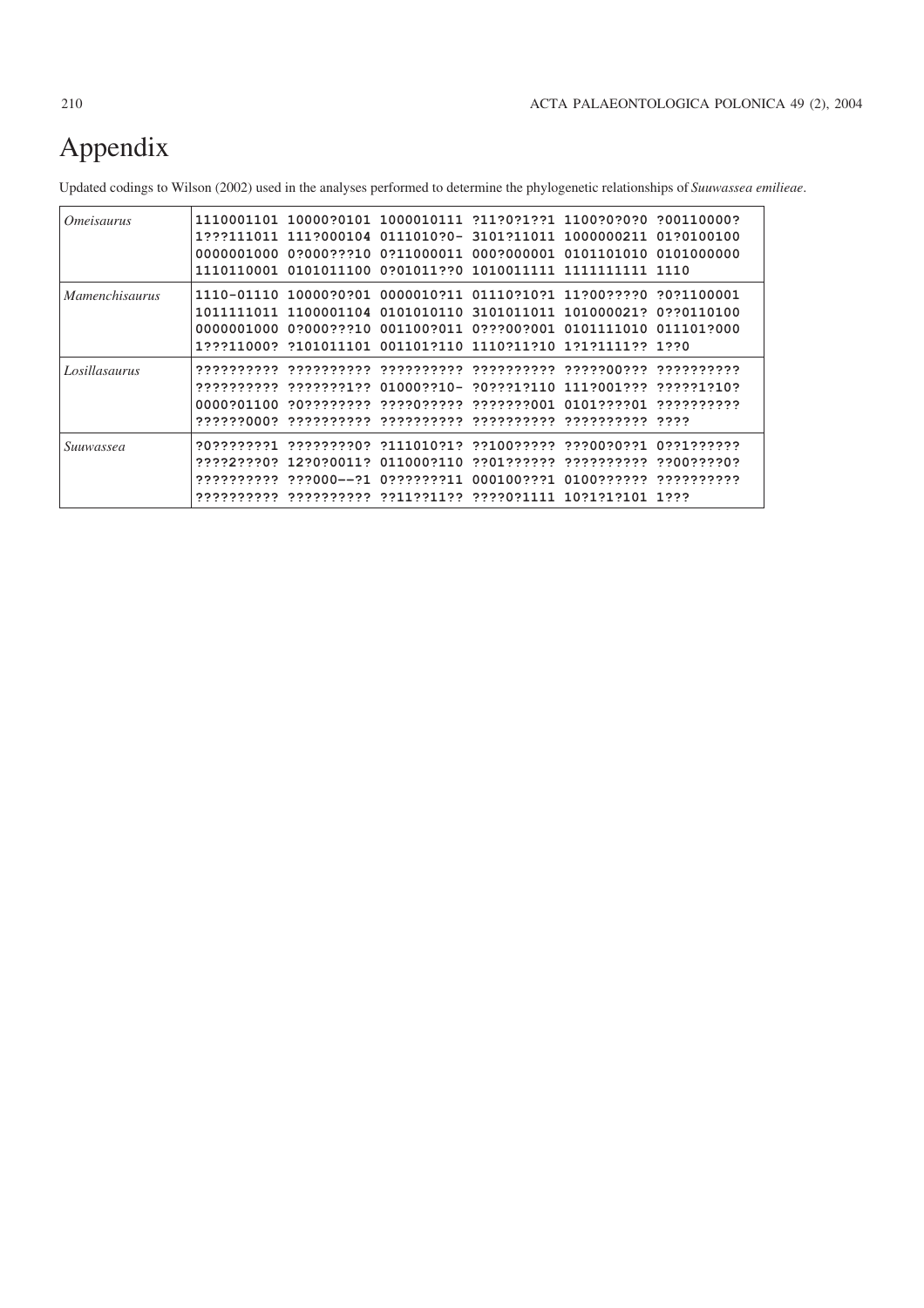# Appendix

Updated codings to Wilson (2002) used in the analyses performed to determine the phylogenetic relationships of *Suuwassea emilieae*.

| | |
|---|---|
| *Omeisaurus* | 1110001101 10000?0101 1000010111 ?11?0?1??1 1100?0?0?0 ?00110000? 1???111011 111?000104 0111010?0- 3101?11011 1000000211 01?0100100 0000001000 0?000???10 0?11000011 000?000001 0101101010 0101000000 1110110001 0101011100 0?01011??0 1010011111 1111111111 1110 |
| *Mamenchisaurus* | 1110-01110 10000?0?01 0000010?11 01110?10?1 11?00????0 ?0?1100001 1011111011 1100001104 0101010110 3101011011 101000021? 0??0110100 0000001000 0?000???10 001100?011 0???00?001 0101111010 011101?000 1???11000? ?101011101 001101?110 1110?11?10 1?1?1111?? 1??0 |
| *Losillasaurus* | ?????????? ?????????? ?????????? ?????????? ?????00??? ?????????? ?????????? ???????1?? 01000??10- ?0???1?110 111?001??? ?????1?10? 0000?01100 ?0???????? ????0????? ???????001 0101????01 ?????????? ??????000? ?????????? ?????????? ?????????? ?????????? ???? |
| *Suuwassea* | ?0???????1 ????????0? ?111010?1? ??100????? ???00?0??1 0??1?????? ????2???0? 12?0?0011? 011000?110 ??01?????? ?????????? ??00????0? ?????????? ???000--?1 0???????11 000100???1 0100?????? ?????????? ?????????? ?????????? ??11??11?? ????0?1111 10?1?1?101 1??? |